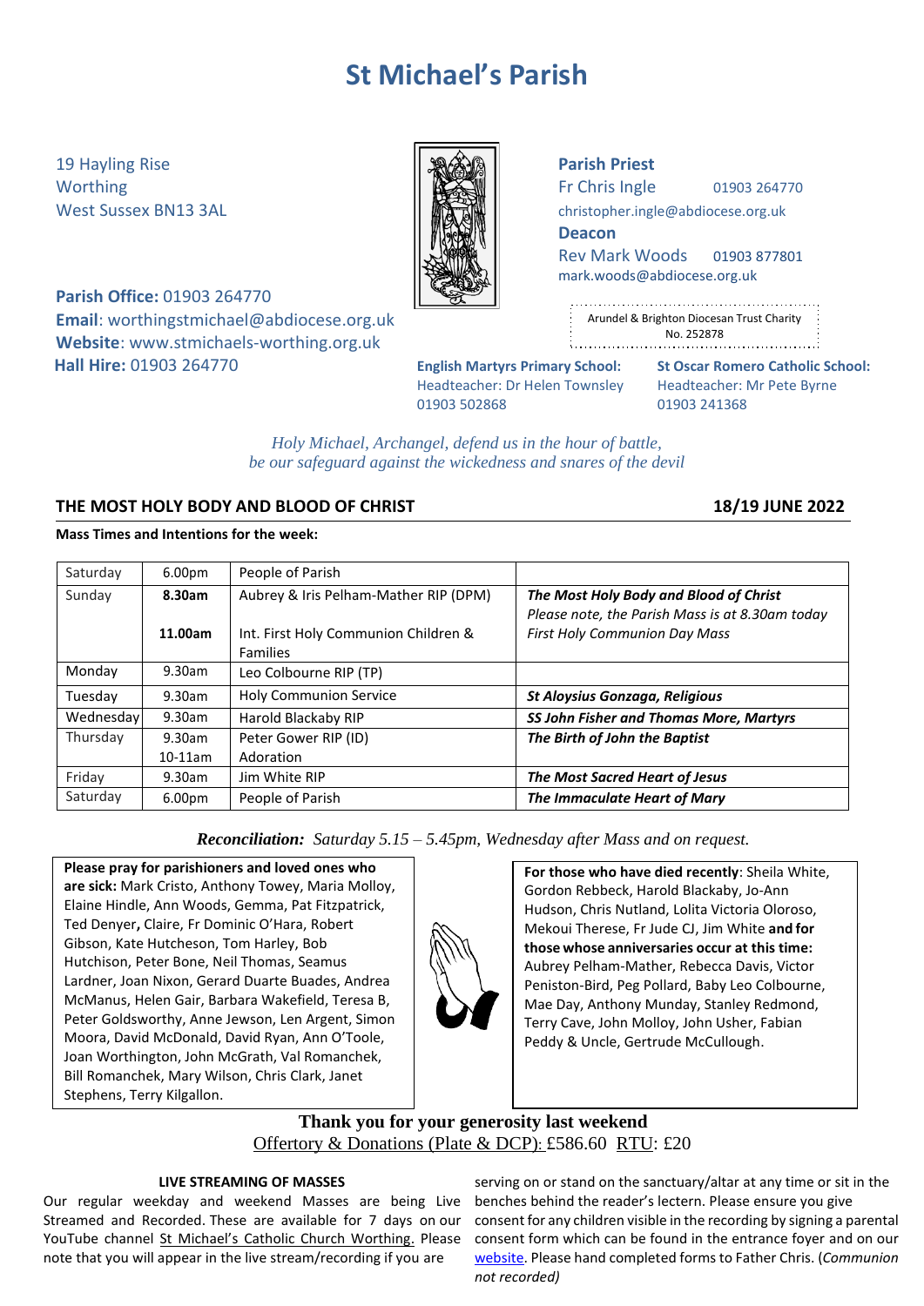# St Michael's Parish

19 Hayling Rise
Worthing
West Sussex BN13 3AL

**Parish Office:** 01903 264770
**Email**: worthingstmichael@abdiocese.org.uk
**Website**: www.stmichaels-worthing.org.uk
**Hall Hire:** 01903 264770

**Parish Priest**
Fr Chris Ingle 01903 264770
christopher.ingle@abdiocese.org.uk

**Deacon**
Rev Mark Woods 01903 877801
mark.woods@abdiocese.org.uk

Arundel & Brighton Diocesan Trust Charity No. 252878

**English Martyrs Primary School:**
Headteacher: Dr Helen Townsley
01903 502868

**St Oscar Romero Catholic School:**
Headteacher: Mr Pete Byrne
01903 241368

*Holy Michael, Archangel, defend us in the hour of battle,*
*be our safeguard against the wickedness and snares of the devil*

## THE MOST HOLY BODY AND BLOOD OF CHRIST — 18/19 JUNE 2022

**Mass Times and Intentions for the week:**

| | | | |
|---|---|---|---|
| Saturday | 6.00pm | People of Parish | |
| Sunday | **8.30am**<br><br>**11.00am** | Aubrey & Iris Pelham-Mather RIP (DPM)<br><br>Int. First Holy Communion Children & Families | ***The Most Holy Body and Blood of Christ***<br>*Please note, the Parish Mass is at 8.30am today*<br>*First Holy Communion Day Mass* |
| Monday | 9.30am | Leo Colbourne RIP (TP) | |
| Tuesday | 9.30am | Holy Communion Service | ***St Aloysius Gonzaga, Religious*** |
| Wednesday | 9.30am | Harold Blackaby RIP | ***SS John Fisher and Thomas More, Martyrs*** |
| Thursday | 9.30am<br>10-11am | Peter Gower RIP (ID)<br>Adoration | ***The Birth of John the Baptist*** |
| Friday | 9.30am | Jim White RIP | ***The Most Sacred Heart of Jesus*** |
| Saturday | 6.00pm | People of Parish | ***The Immaculate Heart of Mary*** |

***Reconciliation:*** *Saturday 5.15 – 5.45pm, Wednesday after Mass and on request.*

**Please pray for parishioners and loved ones who are sick:** Mark Cristo, Anthony Towey, Maria Molloy, Elaine Hindle, Ann Woods, Gemma, Pat Fitzpatrick, Ted Denyer**,** Claire, Fr Dominic O'Hara, Robert Gibson, Kate Hutcheson, Tom Harley, Bob Hutchison, Peter Bone, Neil Thomas, Seamus Lardner, Joan Nixon, Gerard Duarte Buades, Andrea McManus, Helen Gair, Barbara Wakefield, Teresa B, Peter Goldsworthy, Anne Jewson, Len Argent, Simon Moora, David McDonald, David Ryan, Ann O'Toole, Joan Worthington, John McGrath, Val Romanchek, Bill Romanchek, Mary Wilson, Chris Clark, Janet Stephens, Terry Kilgallon.

**For those who have died recently**: Sheila White, Gordon Rebbeck, Harold Blackaby, Jo-Ann Hudson, Chris Nutland, Lolita Victoria Oloroso, Mekoui Therese, Fr Jude CJ, Jim White **and for those whose anniversaries occur at this time:** Aubrey Pelham-Mather, Rebecca Davis, Victor Peniston-Bird, Peg Pollard, Baby Leo Colbourne, Mae Day, Anthony Munday, Stanley Redmond, Terry Cave, John Molloy, John Usher, Fabian Peddy & Uncle, Gertrude McCullough.

**Thank you for your generosity last weekend**
Offertory & Donations (Plate & DCP): £586.60 RTU: £20

**LIVE STREAMING OF MASSES**

Our regular weekday and weekend Masses are being Live Streamed and Recorded. These are available for 7 days on our YouTube channel St Michael's Catholic Church Worthing. Please note that you will appear in the live stream/recording if you are serving on or stand on the sanctuary/altar at any time or sit in the benches behind the reader's lectern. Please ensure you give consent for any children visible in the recording by signing a parental consent form which can be found in the entrance foyer and on our website. Please hand completed forms to Father Chris. (*Communion not recorded)*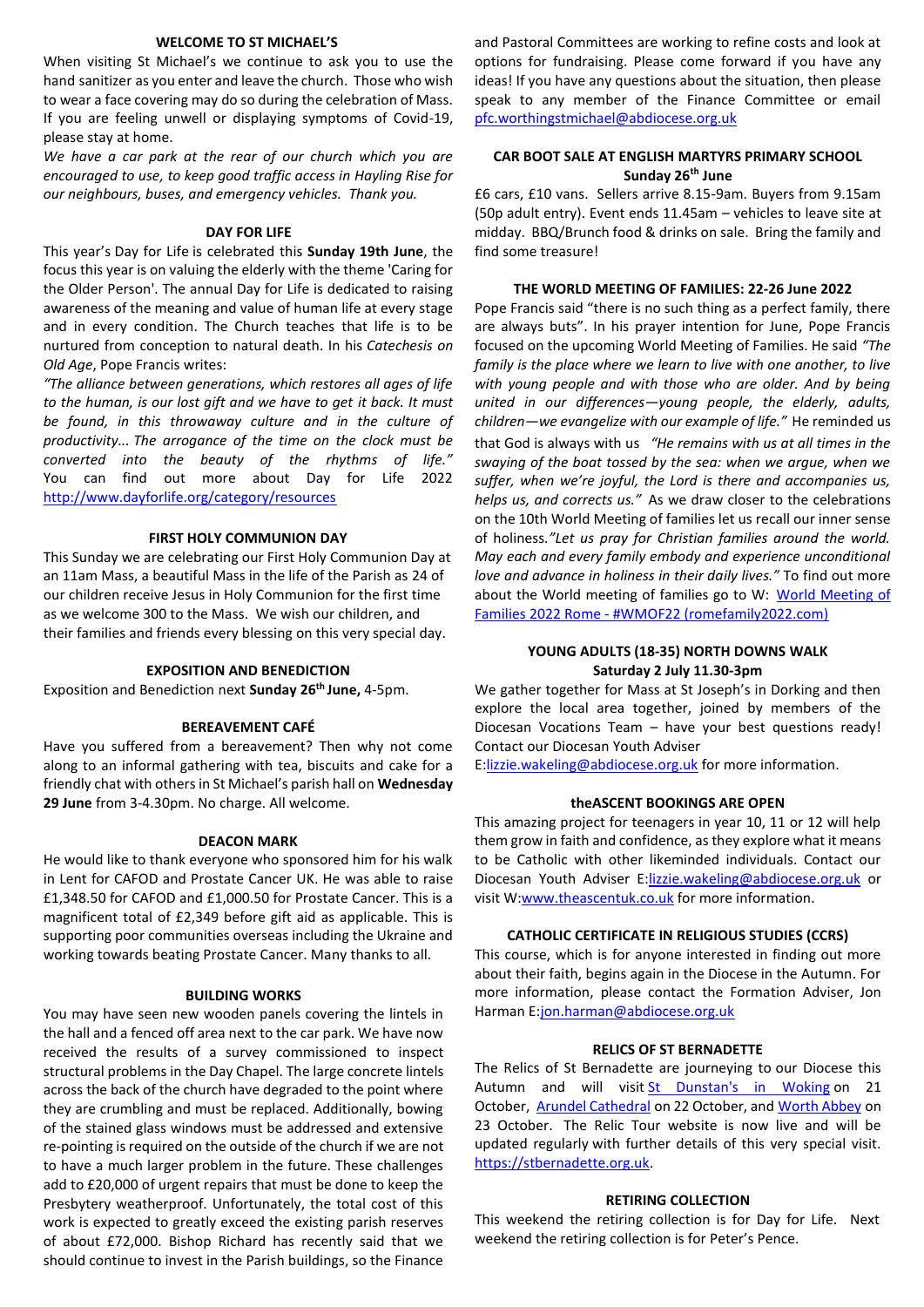## WELCOME TO ST MICHAEL'S

When visiting St Michael's we continue to ask you to use the hand sanitizer as you enter and leave the church. Those who wish to wear a face covering may do so during the celebration of Mass. If you are feeling unwell or displaying symptoms of Covid-19, please stay at home.

*We have a car park at the rear of our church which you are encouraged to use, to keep good traffic access in Hayling Rise for our neighbours, buses, and emergency vehicles. Thank you.*

## DAY FOR LIFE

This year's Day for Life is celebrated this **Sunday 19th June**, the focus this year is on valuing the elderly with the theme 'Caring for the Older Person'. The annual Day for Life is dedicated to raising awareness of the meaning and value of human life at every stage and in every condition. The Church teaches that life is to be nurtured from conception to natural death. In his *Catechesis on Old Age*, Pope Francis writes:

*"The alliance between generations, which restores all ages of life to the human, is our lost gift and we have to get it back. It must be found, in this throwaway culture and in the culture of productivity... The arrogance of the time on the clock must be converted into the beauty of the rhythms of life."* You can find out more about Day for Life 2022 http://www.dayforlife.org/category/resources

## FIRST HOLY COMMUNION DAY

This Sunday we are celebrating our First Holy Communion Day at an 11am Mass, a beautiful Mass in the life of the Parish as 24 of our children receive Jesus in Holy Communion for the first time as we welcome 300 to the Mass. We wish our children, and their families and friends every blessing on this very special day.

## EXPOSITION AND BENEDICTION

Exposition and Benediction next **Sunday 26th June,** 4-5pm.

## BEREAVEMENT CAFÉ

Have you suffered from a bereavement? Then why not come along to an informal gathering with tea, biscuits and cake for a friendly chat with others in St Michael's parish hall on **Wednesday 29 June** from 3-4.30pm. No charge. All welcome.

## DEACON MARK

He would like to thank everyone who sponsored him for his walk in Lent for CAFOD and Prostate Cancer UK. He was able to raise £1,348.50 for CAFOD and £1,000.50 for Prostate Cancer. This is a magnificent total of £2,349 before gift aid as applicable. This is supporting poor communities overseas including the Ukraine and working towards beating Prostate Cancer. Many thanks to all.

## BUILDING WORKS

You may have seen new wooden panels covering the lintels in the hall and a fenced off area next to the car park. We have now received the results of a survey commissioned to inspect structural problems in the Day Chapel. The large concrete lintels across the back of the church have degraded to the point where they are crumbling and must be replaced. Additionally, bowing of the stained glass windows must be addressed and extensive re-pointing is required on the outside of the church if we are not to have a much larger problem in the future. These challenges add to £20,000 of urgent repairs that must be done to keep the Presbytery weatherproof. Unfortunately, the total cost of this work is expected to greatly exceed the existing parish reserves of about £72,000. Bishop Richard has recently said that we should continue to invest in the Parish buildings, so the Finance and Pastoral Committees are working to refine costs and look at options for fundraising. Please come forward if you have any ideas! If you have any questions about the situation, then please speak to any member of the Finance Committee or email pfc.worthingstmichael@abdiocese.org.uk

## CAR BOOT SALE AT ENGLISH MARTYRS PRIMARY SCHOOL

**Sunday 26th June**

£6 cars, £10 vans. Sellers arrive 8.15-9am. Buyers from 9.15am (50p adult entry). Event ends 11.45am – vehicles to leave site at midday. BBQ/Brunch food & drinks on sale. Bring the family and find some treasure!

## THE WORLD MEETING OF FAMILIES: 22-26 June 2022

Pope Francis said "there is no such thing as a perfect family, there are always buts". In his prayer intention for June, Pope Francis focused on the upcoming World Meeting of Families. He said *"The family is the place where we learn to live with one another, to live with young people and with those who are older. And by being united in our differences—young people, the elderly, adults, children—we evangelize with our example of life."* He reminded us that God is always with us *"He remains with us at all times in the swaying of the boat tossed by the sea: when we argue, when we suffer, when we're joyful, the Lord is there and accompanies us, helps us, and corrects us."* As we draw closer to the celebrations on the 10th World Meeting of Families let us recall our inner sense of holiness.*"Let us pray for Christian families around the world. May each and every family embody and experience unconditional love and advance in holiness in their daily lives."* To find out more about the World meeting of families go to W: World Meeting of Families 2022 Rome - #WMOF22 (romefamily2022.com)

## YOUNG ADULTS (18-35) NORTH DOWNS WALK

**Saturday 2 July 11.30-3pm**

We gather together for Mass at St Joseph's in Dorking and then explore the local area together, joined by members of the Diocesan Vocations Team – have your best questions ready! Contact our Diocesan Youth Adviser E:lizzie.wakeling@abdiocese.org.uk for more information.

## theASCENT BOOKINGS ARE OPEN

This amazing project for teenagers in year 10, 11 or 12 will help them grow in faith and confidence, as they explore what it means to be Catholic with other likeminded individuals. Contact our Diocesan Youth Adviser E:lizzie.wakeling@abdiocese.org.uk or visit W:www.theascentuk.co.uk for more information.

## CATHOLIC CERTIFICATE IN RELIGIOUS STUDIES (CCRS)

This course, which is for anyone interested in finding out more about their faith, begins again in the Diocese in the Autumn. For more information, please contact the Formation Adviser, Jon Harman E:jon.harman@abdiocese.org.uk

## RELICS OF ST BERNADETTE

The Relics of St Bernadette are journeying to our Diocese this Autumn and will visit St Dunstan's in Woking on 21 October, Arundel Cathedral on 22 October, and Worth Abbey on 23 October. The Relic Tour website is now live and will be updated regularly with further details of this very special visit. https://stbernadette.org.uk.

## RETIRING COLLECTION

This weekend the retiring collection is for Day for Life. Next weekend the retiring collection is for Peter's Pence.